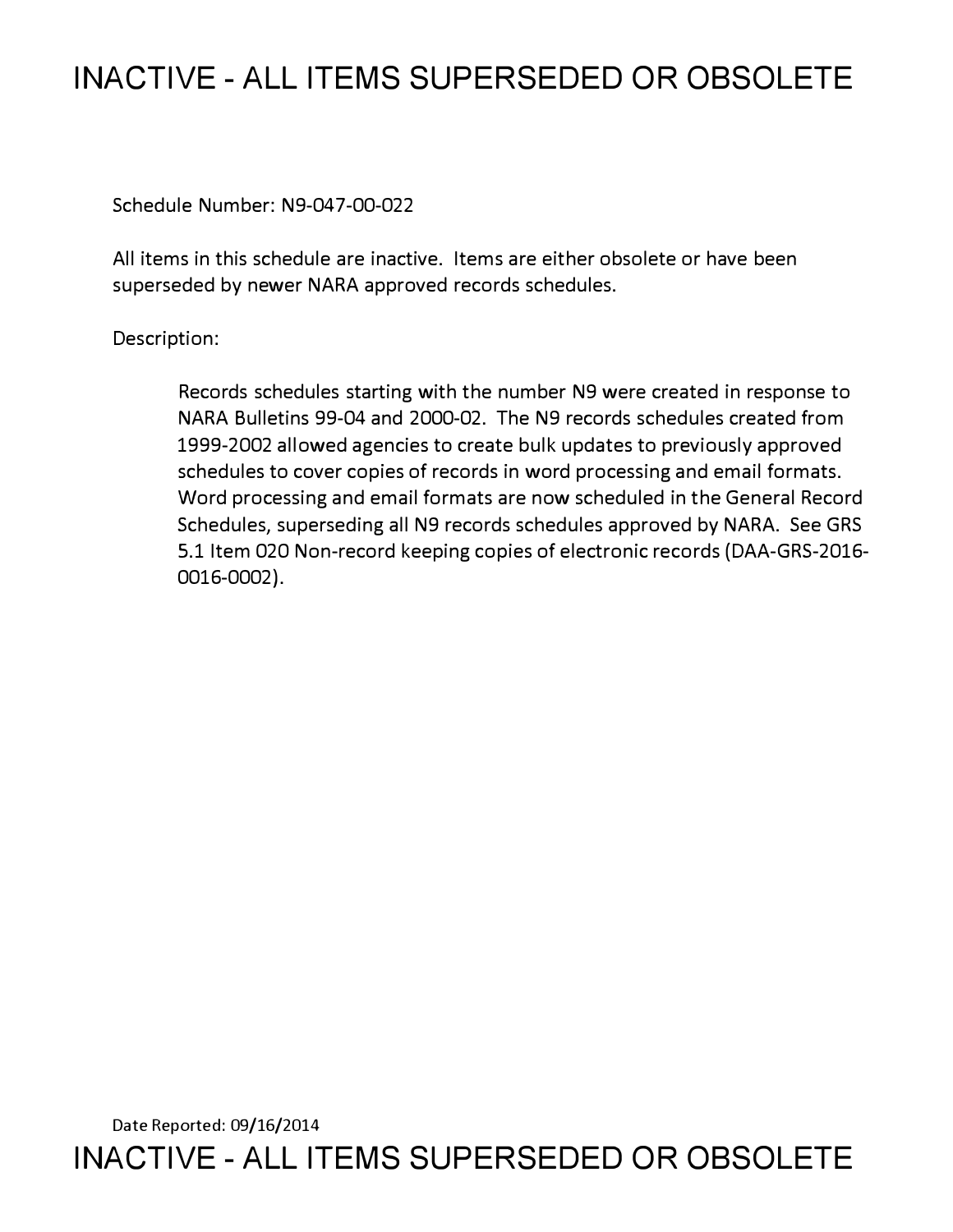# INACTIVE - ALL ITEMS SUPERSEDED OR OBSOLETE

Schedule Number: N9-047-00-022

All items in this schedule are inactive. Items are either obsolete or have been superseded by newer NARA approved records schedules.

Description:

> Records schedules starting with the number N9 were created in response to NARA Bulletins 99-04 and 2000-02. The N9 records schedules created from 1999-2002 allowed agencies to create bulk updates to previously approved schedules to cover copies of records in word processing and email formats. Word processing and email formats are now scheduled in the General Record Schedules, superseding all N9 records schedules approved by NARA. See GRS 5.1 Item 020 Non-record keeping copies of electronic records (DAA-GRS-2016-0016-0002).

Date Reported: 09/16/2014

# INACTIVE - ALL ITEMS SUPERSEDED OR OBSOLETE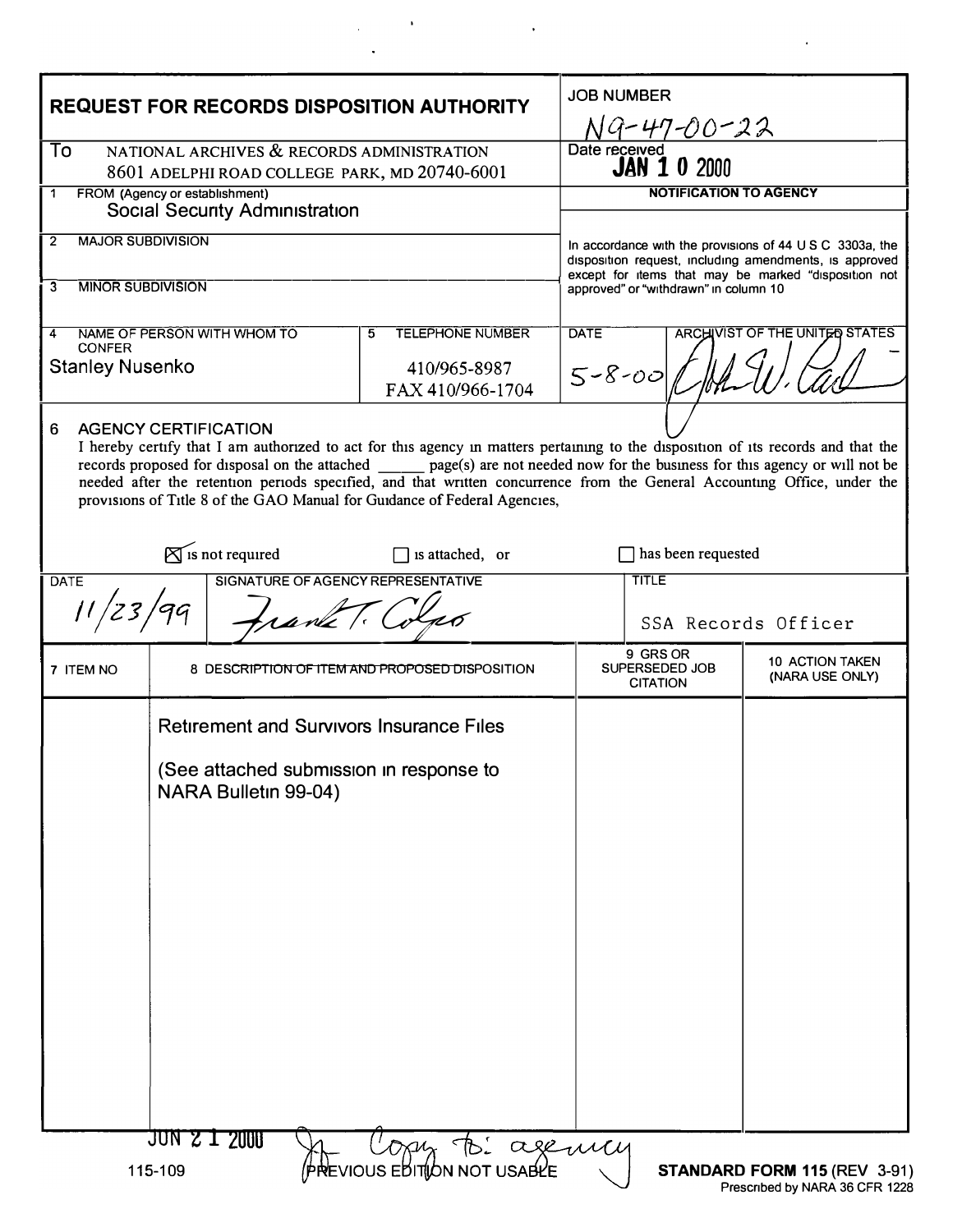# REQUEST FOR RECORDS DISPOSITION AUTHORITY

**JOB NUMBER:** N9-47-00-22

**Date received:** JAN 10 2000

**To:** NATIONAL ARCHIVES & RECORDS ADMINISTRATION
8601 ADELPHI ROAD COLLEGE PARK, MD 20740-6001

**1 FROM (Agency or establishment):** Social Security Administration

**2 MAJOR SUBDIVISION:**

**3 MINOR SUBDIVISION:**

**4 NAME OF PERSON WITH WHOM TO CONFER:** Stanley Nusenko

**5 TELEPHONE NUMBER:** 410/965-8987
FAX 410/966-1704

**NOTIFICATION TO AGENCY**

In accordance with the provisions of 44 U S C 3303a, the disposition request, including amendments, is approved except for items that may be marked "disposition not approved" or "withdrawn" in column 10

**DATE:** 5-8-00

**ARCHIVIST OF THE UNITED STATES:** [signature]

**6 AGENCY CERTIFICATION**

I hereby certify that I am authorized to act for this agency in matters pertaining to the disposition of its records and that the records proposed for disposal on the attached ______ page(s) are not needed now for the business for this agency or will not be needed after the retention periods specified, and that written concurrence from the General Accounting Office, under the provisions of Title 8 of the GAO Manual for Guidance of Federal Agencies,

- [x] is not required
- [ ] is attached, or
- [ ] has been requested

| DATE | SIGNATURE OF AGENCY REPRESENTATIVE | TITLE |
|---|---|---|
| 11/23/99 | Frank T. Colgo | SSA Records Officer |

| 7 ITEM NO | 8 DESCRIPTION OF ITEM AND PROPOSED DISPOSITION | 9 GRS OR SUPERSEDED JOB CITATION | 10 ACTION TAKEN (NARA USE ONLY) |
|---|---|---|---|
| | Retirement and Survivors Insurance Files<br><br>(See attached submission in response to NARA Bulletin 99-04) | | |

JUN 21 2000 — Copy to: agency

115-109 PREVIOUS EDITION NOT USABLE **STANDARD FORM 115** (REV 3-91)
Prescribed by NARA 36 CFR 1228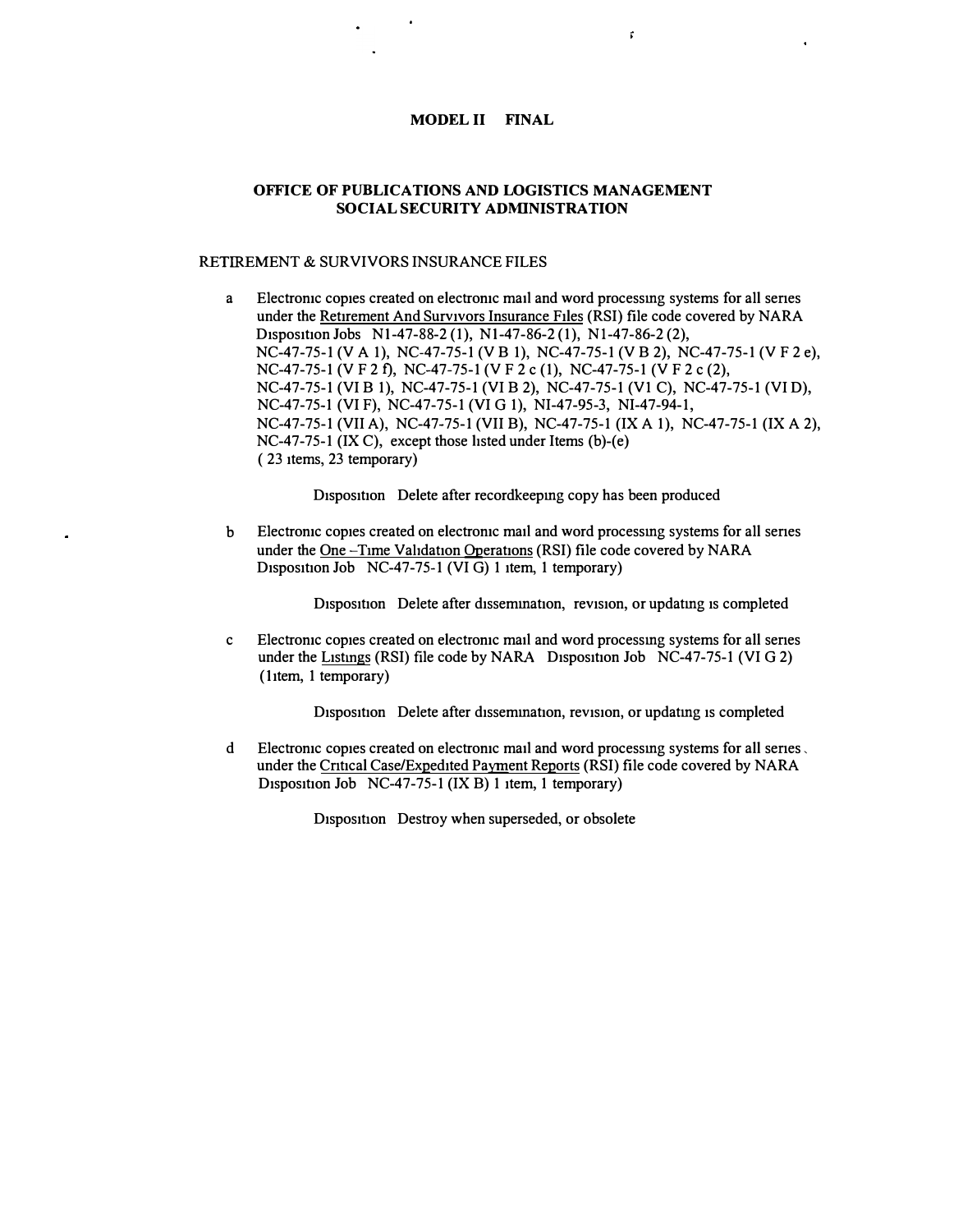**MODEL II FINAL**

**OFFICE OF PUBLICATIONS AND LOGISTICS MANAGEMENT**
**SOCIAL SECURITY ADMINISTRATION**

RETIREMENT & SURVIVORS INSURANCE FILES

a Electronic copies created on electronic mail and word processing systems for all series under the Retirement And Survivors Insurance Files (RSI) file code covered by NARA Disposition Jobs N1-47-88-2 (1), N1-47-86-2 (1), N1-47-86-2 (2), NC-47-75-1 (V A 1), NC-47-75-1 (V B 1), NC-47-75-1 (V B 2), NC-47-75-1 (V F 2 e), NC-47-75-1 (V F 2 f), NC-47-75-1 (V F 2 c (1), NC-47-75-1 (V F 2 c (2), NC-47-75-1 (VI B 1), NC-47-75-1 (VI B 2), NC-47-75-1 (V1 C), NC-47-75-1 (VI D), NC-47-75-1 (VI F), NC-47-75-1 (VI G 1), NI-47-95-3, NI-47-94-1, NC-47-75-1 (VII A), NC-47-75-1 (VII B), NC-47-75-1 (IX A 1), NC-47-75-1 (IX A 2), NC-47-75-1 (IX C), except those listed under Items (b)-(e)
( 23 items, 23 temporary)

Disposition Delete after recordkeeping copy has been produced

b Electronic copies created on electronic mail and word processing systems for all series under the One –Time Validation Operations (RSI) file code covered by NARA Disposition Job NC-47-75-1 (VI G) 1 item, 1 temporary)

Disposition Delete after dissemination, revision, or updating is completed

c Electronic copies created on electronic mail and word processing systems for all series under the Listings (RSI) file code by NARA Disposition Job NC-47-75-1 (VI G 2) (1item, 1 temporary)

Disposition Delete after dissemination, revision, or updating is completed

d Electronic copies created on electronic mail and word processing systems for all series under the Critical Case/Expedited Payment Reports (RSI) file code covered by NARA Disposition Job NC-47-75-1 (IX B) 1 item, 1 temporary)

Disposition Destroy when superseded, or obsolete